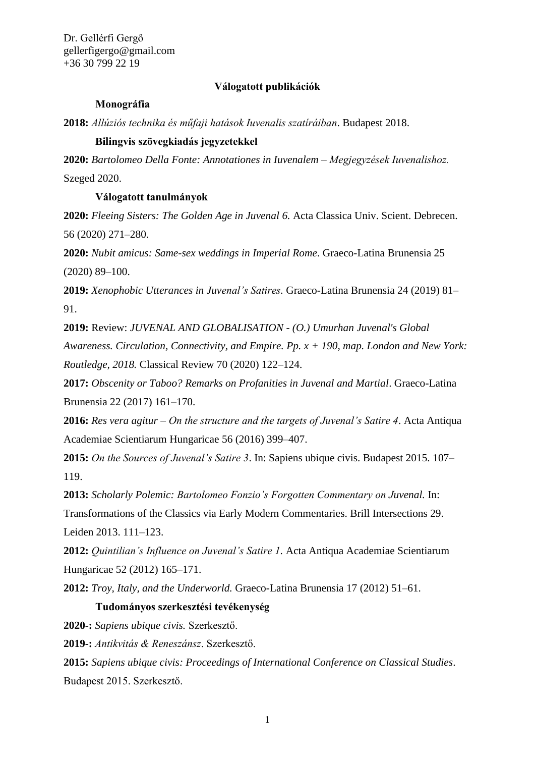Dr. Gellérfi Gergő
gellerfigergo@gmail.com
+36 30 799 22 19

## Válogatott publikációk

### Monográfia

**2018:** *Allúziós technika és műfaji hatások Iuvenalis szatíráiban*. Budapest 2018.

### Bilingvis szövegkiadás jegyzetekkel

**2020:** *Bartolomeo Della Fonte: Annotationes in Iuvenalem – Megjegyzések Iuvenalishoz.* Szeged 2020.

### Válogatott tanulmányok

**2020:** *Fleeing Sisters: The Golden Age in Juvenal 6.* Acta Classica Univ. Scient. Debrecen. 56 (2020) 271–280.

**2020:** *Nubit amicus: Same-sex weddings in Imperial Rome*. Graeco-Latina Brunensia 25 (2020) 89–100.

**2019:** *Xenophobic Utterances in Juvenal's Satires*. Graeco-Latina Brunensia 24 (2019) 81–91.

**2019:** Review: *JUVENAL AND GLOBALISATION - (O.) Umurhan Juvenal's Global Awareness. Circulation, Connectivity, and Empire. Pp. x + 190, map. London and New York: Routledge, 2018.* Classical Review 70 (2020) 122–124.

**2017:** *Obscenity or Taboo? Remarks on Profanities in Juvenal and Martial*. Graeco-Latina Brunensia 22 (2017) 161–170.

**2016:** *Res vera agitur – On the structure and the targets of Juvenal's Satire 4*. Acta Antiqua Academiae Scientiarum Hungaricae 56 (2016) 399–407.

**2015:** *On the Sources of Juvenal's Satire 3*. In: Sapiens ubique civis. Budapest 2015. 107–119.

**2013:** *Scholarly Polemic: Bartolomeo Fonzio's Forgotten Commentary on Juvenal.* In: Transformations of the Classics via Early Modern Commentaries. Brill Intersections 29. Leiden 2013. 111–123.

**2012:** *Quintilian's Influence on Juvenal's Satire 1*. Acta Antiqua Academiae Scientiarum Hungaricae 52 (2012) 165–171.

**2012:** *Troy, Italy, and the Underworld.* Graeco-Latina Brunensia 17 (2012) 51–61.

### Tudományos szerkesztési tevékenység

**2020-:** *Sapiens ubique civis.* Szerkesztő.

**2019-:** *Antikvitás & Reneszánsz*. Szerkesztő.

**2015:** *Sapiens ubique civis: Proceedings of International Conference on Classical Studies*. Budapest 2015. Szerkesztő.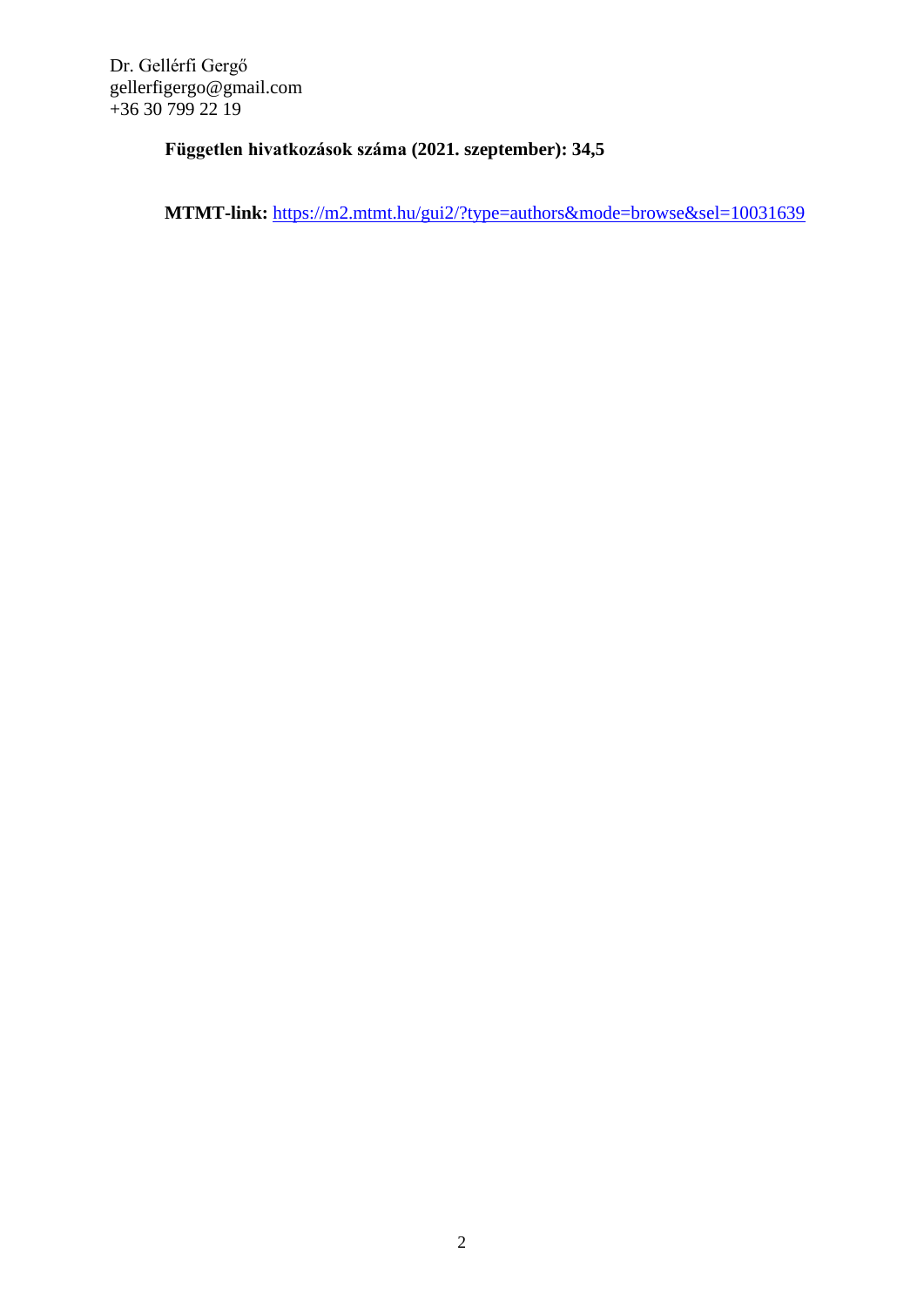Dr. Gellérfi Gergő
gellerfigergo@gmail.com
+36 30 799 22 19

**Független hivatkozások száma (2021. szeptember): 34,5**

**MTMT-link:** https://m2.mtmt.hu/gui2/?type=authors&mode=browse&sel=10031639